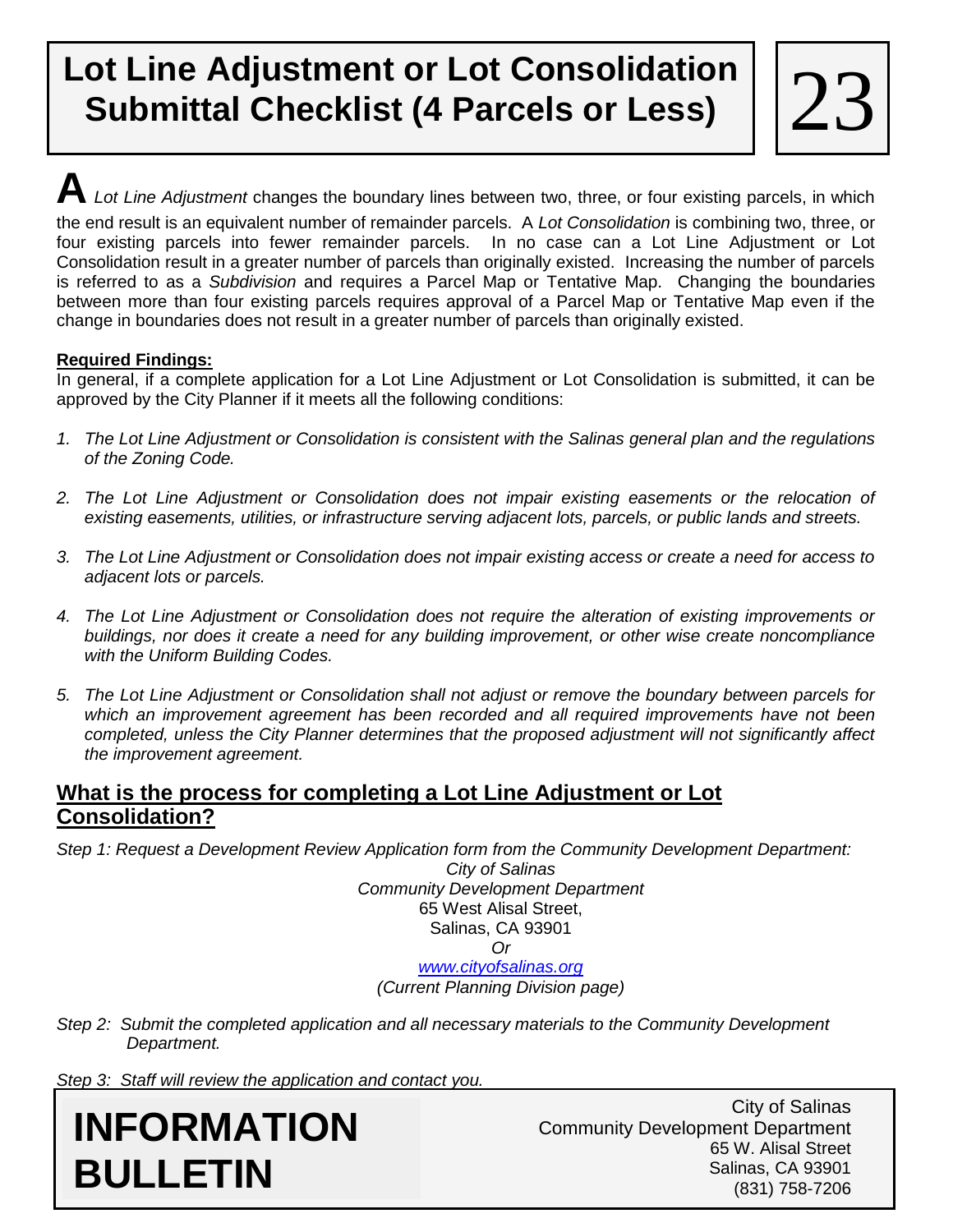# Lot Line Adjustment or Lot Consolidation Submittal Checklist (4 Parcels or Less)

23

**A** *Lot Line Adjustment* changes the boundary lines between two, three, or four existing parcels, in which the end result is an equivalent number of remainder parcels. A *Lot Consolidation* is combining two, three, or four existing parcels into fewer remainder parcels. In no case can a Lot Line Adjustment or Lot Consolidation result in a greater number of parcels than originally existed. Increasing the number of parcels is referred to as a *Subdivision* and requires a Parcel Map or Tentative Map. Changing the boundaries between more than four existing parcels requires approval of a Parcel Map or Tentative Map even if the change in boundaries does not result in a greater number of parcels than originally existed.

**Required Findings:**

In general, if a complete application for a Lot Line Adjustment or Lot Consolidation is submitted, it can be approved by the City Planner if it meets all the following conditions:

1. *The Lot Line Adjustment or Consolidation is consistent with the Salinas general plan and the regulations of the Zoning Code.*
2. *The Lot Line Adjustment or Consolidation does not impair existing easements or the relocation of existing easements, utilities, or infrastructure serving adjacent lots, parcels, or public lands and streets.*
3. *The Lot Line Adjustment or Consolidation does not impair existing access or create a need for access to adjacent lots or parcels.*
4. *The Lot Line Adjustment or Consolidation does not require the alteration of existing improvements or buildings, nor does it create a need for any building improvement, or other wise create noncompliance with the Uniform Building Codes.*
5. *The Lot Line Adjustment or Consolidation shall not adjust or remove the boundary between parcels for which an improvement agreement has been recorded and all required improvements have not been completed, unless the City Planner determines that the proposed adjustment will not significantly affect the improvement agreement.*

## What is the process for completing a Lot Line Adjustment or Lot Consolidation?

*Step 1: Request a Development Review Application form from the Community Development Department:*

*City of Salinas*
*Community Development Department*
65 West Alisal Street,
Salinas, CA 93901
*Or*
*www.cityofsalinas.org*
*(Current Planning Division page)*

*Step 2: Submit the completed application and all necessary materials to the Community Development Department.*

*Step 3: Staff will review the application and contact you.*

**INFORMATION BULLETIN**

City of Salinas
Community Development Department
65 W. Alisal Street
Salinas, CA 93901
(831) 758-7206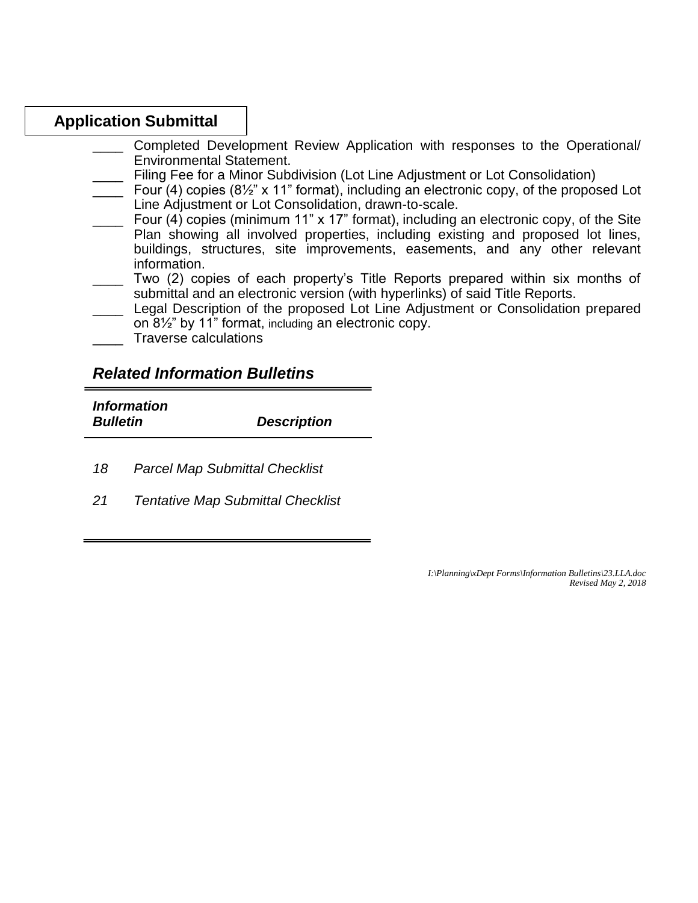## Application Submittal

- ____ Completed Development Review Application with responses to the Operational/ Environmental Statement.
- ____ Filing Fee for a Minor Subdivision (Lot Line Adjustment or Lot Consolidation)
- ____ Four (4) copies (8½" x 11" format), including an electronic copy, of the proposed Lot Line Adjustment or Lot Consolidation, drawn-to-scale.
- ____ Four (4) copies (minimum 11" x 17" format), including an electronic copy, of the Site Plan showing all involved properties, including existing and proposed lot lines, buildings, structures, site improvements, easements, and any other relevant information.
- ____ Two (2) copies of each property's Title Reports prepared within six months of submittal and an electronic version (with hyperlinks) of said Title Reports.
- ____ Legal Description of the proposed Lot Line Adjustment or Consolidation prepared on 8½" by 11" format, including an electronic copy.
- ____ Traverse calculations

### *Related Information Bulletins*

| *Information Bulletin* | *Description* |
|---|---|
| *18* | *Parcel Map Submittal Checklist* |
| *21* | *Tentative Map Submittal Checklist* |

*I:\Planning\xDept Forms\Information Bulletins\23.LLA.doc*
*Revised May 2, 2018*